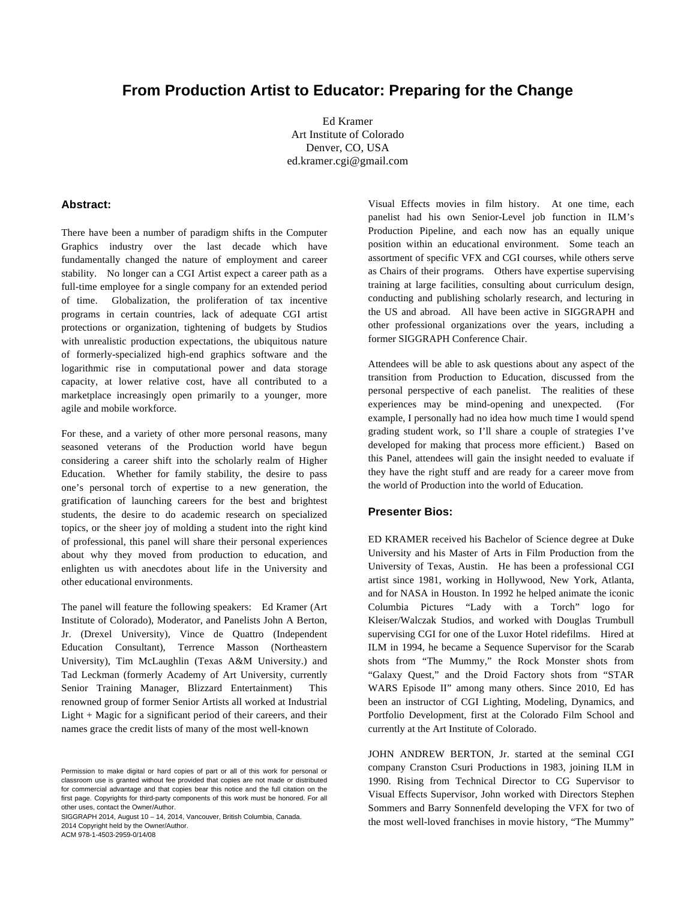# From Production Artist to Educator: Preparing for the Change

Ed Kramer
Art Institute of Colorado
Denver, CO, USA
ed.kramer.cgi@gmail.com

## Abstract:

There have been a number of paradigm shifts in the Computer Graphics industry over the last decade which have fundamentally changed the nature of employment and career stability. No longer can a CGI Artist expect a career path as a full-time employee for a single company for an extended period of time. Globalization, the proliferation of tax incentive programs in certain countries, lack of adequate CGI artist protections or organization, tightening of budgets by Studios with unrealistic production expectations, the ubiquitous nature of formerly-specialized high-end graphics software and the logarithmic rise in computational power and data storage capacity, at lower relative cost, have all contributed to a marketplace increasingly open primarily to a younger, more agile and mobile workforce.

For these, and a variety of other more personal reasons, many seasoned veterans of the Production world have begun considering a career shift into the scholarly realm of Higher Education. Whether for family stability, the desire to pass one's personal torch of expertise to a new generation, the gratification of launching careers for the best and brightest students, the desire to do academic research on specialized topics, or the sheer joy of molding a student into the right kind of professional, this panel will share their personal experiences about why they moved from production to education, and enlighten us with anecdotes about life in the University and other educational environments.

The panel will feature the following speakers: Ed Kramer (Art Institute of Colorado), Moderator, and Panelists John A Berton, Jr. (Drexel University), Vince de Quattro (Independent Education Consultant), Terrence Masson (Northeastern University), Tim McLaughlin (Texas A&M University.) and Tad Leckman (formerly Academy of Art University, currently Senior Training Manager, Blizzard Entertainment) This renowned group of former Senior Artists all worked at Industrial Light + Magic for a significant period of their careers, and their names grace the credit lists of many of the most well-known Visual Effects movies in film history. At one time, each panelist had his own Senior-Level job function in ILM's Production Pipeline, and each now has an equally unique position within an educational environment. Some teach an assortment of specific VFX and CGI courses, while others serve as Chairs of their programs. Others have expertise supervising training at large facilities, consulting about curriculum design, conducting and publishing scholarly research, and lecturing in the US and abroad. All have been active in SIGGRAPH and other professional organizations over the years, including a former SIGGRAPH Conference Chair.

Attendees will be able to ask questions about any aspect of the transition from Production to Education, discussed from the personal perspective of each panelist. The realities of these experiences may be mind-opening and unexpected. (For example, I personally had no idea how much time I would spend grading student work, so I'll share a couple of strategies I've developed for making that process more efficient.) Based on this Panel, attendees will gain the insight needed to evaluate if they have the right stuff and are ready for a career move from the world of Production into the world of Education.

## Presenter Bios:

ED KRAMER received his Bachelor of Science degree at Duke University and his Master of Arts in Film Production from the University of Texas, Austin. He has been a professional CGI artist since 1981, working in Hollywood, New York, Atlanta, and for NASA in Houston. In 1992 he helped animate the iconic Columbia Pictures "Lady with a Torch" logo for Kleiser/Walczak Studios, and worked with Douglas Trumbull supervising CGI for one of the Luxor Hotel ridefilms. Hired at ILM in 1994, he became a Sequence Supervisor for the Scarab shots from "The Mummy," the Rock Monster shots from "Galaxy Quest," and the Droid Factory shots from "STAR WARS Episode II" among many others. Since 2010, Ed has been an instructor of CGI Lighting, Modeling, Dynamics, and Portfolio Development, first at the Colorado Film School and currently at the Art Institute of Colorado.

JOHN ANDREW BERTON, Jr. started at the seminal CGI company Cranston Csuri Productions in 1983, joining ILM in 1990. Rising from Technical Director to CG Supervisor to Visual Effects Supervisor, John worked with Directors Stephen Sommers and Barry Sonnenfeld developing the VFX for two of the most well-loved franchises in movie history, "The Mummy"

Permission to make digital or hard copies of part or all of this work for personal or classroom use is granted without fee provided that copies are not made or distributed for commercial advantage and that copies bear this notice and the full citation on the first page. Copyrights for third-party components of this work must be honored. For all other uses, contact the Owner/Author.
SIGGRAPH 2014, August 10 – 14, 2014, Vancouver, British Columbia, Canada.
2014 Copyright held by the Owner/Author.
ACM 978-1-4503-2959-0/14/08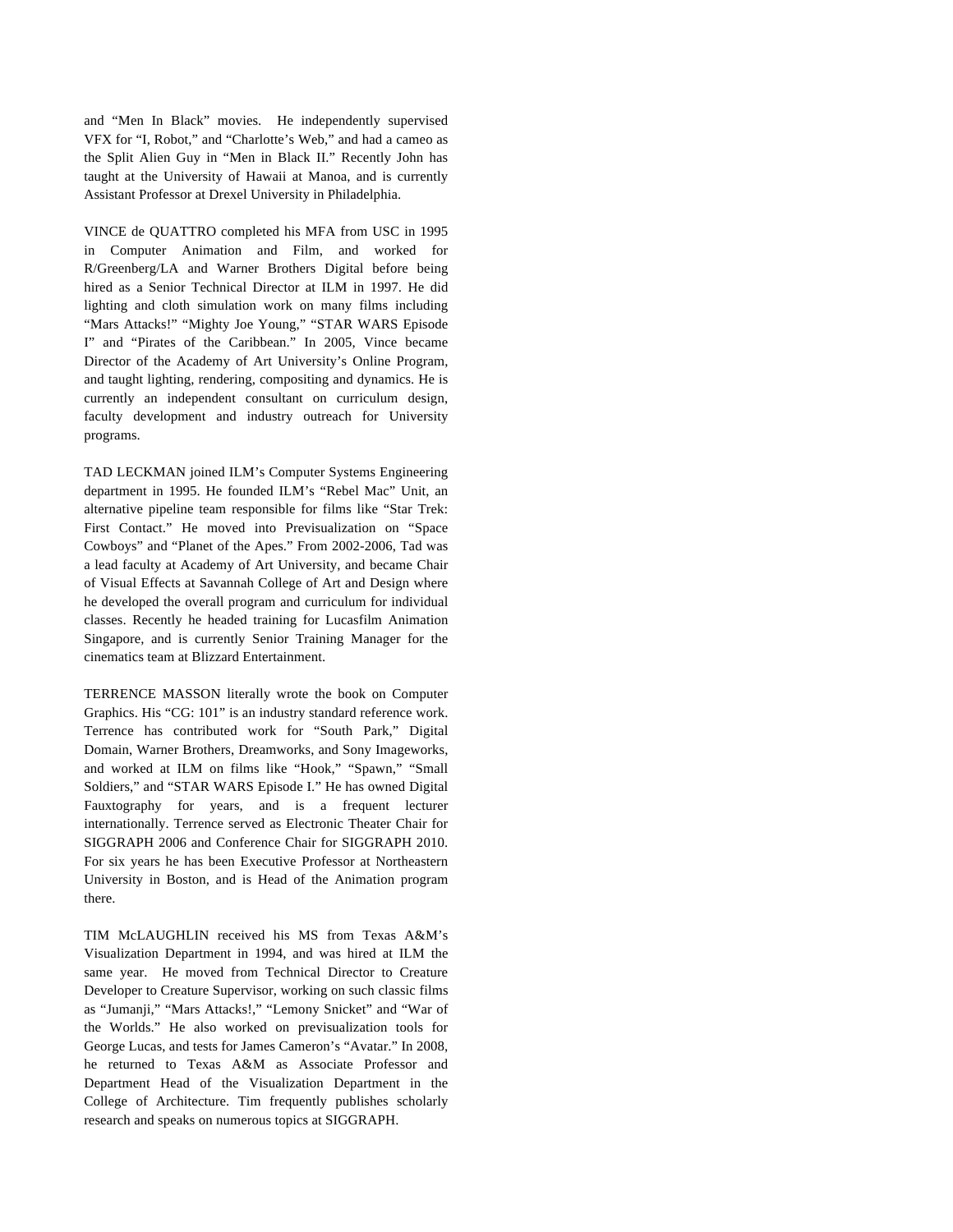and "Men In Black" movies. He independently supervised VFX for "I, Robot," and "Charlotte's Web," and had a cameo as the Split Alien Guy in "Men in Black II." Recently John has taught at the University of Hawaii at Manoa, and is currently Assistant Professor at Drexel University in Philadelphia.

VINCE de QUATTRO completed his MFA from USC in 1995 in Computer Animation and Film, and worked for R/Greenberg/LA and Warner Brothers Digital before being hired as a Senior Technical Director at ILM in 1997. He did lighting and cloth simulation work on many films including "Mars Attacks!" "Mighty Joe Young," "STAR WARS Episode I" and "Pirates of the Caribbean." In 2005, Vince became Director of the Academy of Art University's Online Program, and taught lighting, rendering, compositing and dynamics. He is currently an independent consultant on curriculum design, faculty development and industry outreach for University programs.

TAD LECKMAN joined ILM's Computer Systems Engineering department in 1995. He founded ILM's "Rebel Mac" Unit, an alternative pipeline team responsible for films like "Star Trek: First Contact." He moved into Previsualization on "Space Cowboys" and "Planet of the Apes." From 2002-2006, Tad was a lead faculty at Academy of Art University, and became Chair of Visual Effects at Savannah College of Art and Design where he developed the overall program and curriculum for individual classes. Recently he headed training for Lucasfilm Animation Singapore, and is currently Senior Training Manager for the cinematics team at Blizzard Entertainment.

TERRENCE MASSON literally wrote the book on Computer Graphics. His "CG: 101" is an industry standard reference work. Terrence has contributed work for "South Park," Digital Domain, Warner Brothers, Dreamworks, and Sony Imageworks, and worked at ILM on films like "Hook," "Spawn," "Small Soldiers," and "STAR WARS Episode I." He has owned Digital Fauxtography for years, and is a frequent lecturer internationally. Terrence served as Electronic Theater Chair for SIGGRAPH 2006 and Conference Chair for SIGGRAPH 2010. For six years he has been Executive Professor at Northeastern University in Boston, and is Head of the Animation program there.

TIM McLAUGHLIN received his MS from Texas A&M's Visualization Department in 1994, and was hired at ILM the same year. He moved from Technical Director to Creature Developer to Creature Supervisor, working on such classic films as "Jumanji," "Mars Attacks!," "Lemony Snicket" and "War of the Worlds." He also worked on previsualization tools for George Lucas, and tests for James Cameron's "Avatar." In 2008, he returned to Texas A&M as Associate Professor and Department Head of the Visualization Department in the College of Architecture. Tim frequently publishes scholarly research and speaks on numerous topics at SIGGRAPH.